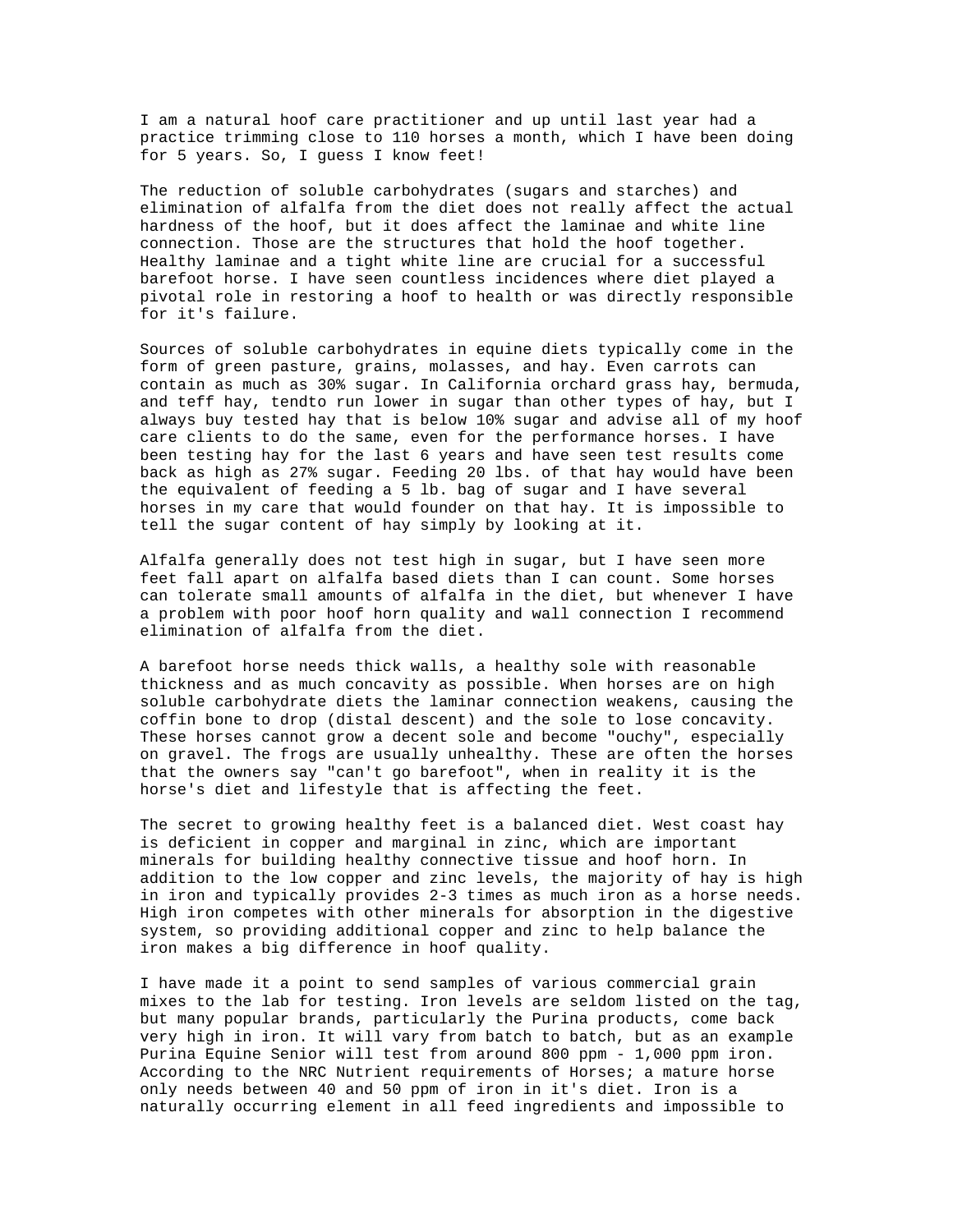I am a natural hoof care practitioner and up until last year had a practice trimming close to 110 horses a month, which I have been doing for 5 years. So, I guess I know feet!

The reduction of soluble carbohydrates (sugars and starches) and elimination of alfalfa from the diet does not really affect the actual hardness of the hoof, but it does affect the laminae and white line connection. Those are the structures that hold the hoof together. Healthy laminae and a tight white line are crucial for a successful barefoot horse. I have seen countless incidences where diet played a pivotal role in restoring a hoof to health or was directly responsible for it's failure.

Sources of soluble carbohydrates in equine diets typically come in the form of green pasture, grains, molasses, and hay. Even carrots can contain as much as 30% sugar. In California orchard grass hay, bermuda, and teff hay, tendto run lower in sugar than other types of hay, but I always buy tested hay that is below 10% sugar and advise all of my hoof care clients to do the same, even for the performance horses. I have been testing hay for the last 6 years and have seen test results come back as high as 27% sugar. Feeding 20 lbs. of that hay would have been the equivalent of feeding a 5 lb. bag of sugar and I have several horses in my care that would founder on that hay. It is impossible to tell the sugar content of hay simply by looking at it.

Alfalfa generally does not test high in sugar, but I have seen more feet fall apart on alfalfa based diets than I can count. Some horses can tolerate small amounts of alfalfa in the diet, but whenever I have a problem with poor hoof horn quality and wall connection I recommend elimination of alfalfa from the diet.

A barefoot horse needs thick walls, a healthy sole with reasonable thickness and as much concavity as possible. When horses are on high soluble carbohydrate diets the laminar connection weakens, causing the coffin bone to drop (distal descent) and the sole to lose concavity. These horses cannot grow a decent sole and become "ouchy", especially on gravel. The frogs are usually unhealthy. These are often the horses that the owners say "can't go barefoot", when in reality it is the horse's diet and lifestyle that is affecting the feet.

The secret to growing healthy feet is a balanced diet. West coast hay is deficient in copper and marginal in zinc, which are important minerals for building healthy connective tissue and hoof horn. In addition to the low copper and zinc levels, the majority of hay is high in iron and typically provides 2-3 times as much iron as a horse needs. High iron competes with other minerals for absorption in the digestive system, so providing additional copper and zinc to help balance the iron makes a big difference in hoof quality.

I have made it a point to send samples of various commercial grain mixes to the lab for testing. Iron levels are seldom listed on the tag, but many popular brands, particularly the Purina products, come back very high in iron. It will vary from batch to batch, but as an example Purina Equine Senior will test from around 800 ppm - 1,000 ppm iron. According to the NRC Nutrient requirements of Horses; a mature horse only needs between 40 and 50 ppm of iron in it's diet. Iron is a naturally occurring element in all feed ingredients and impossible to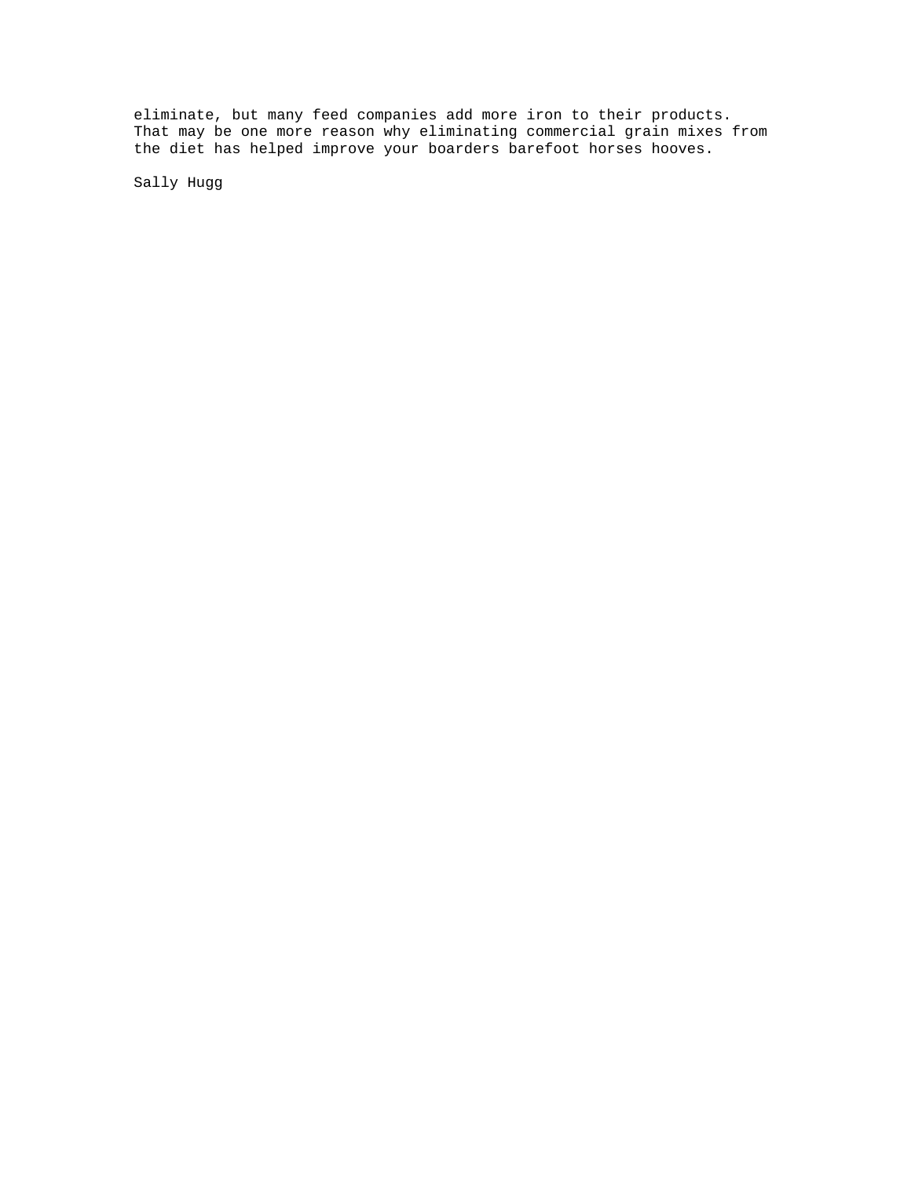eliminate, but many feed companies add more iron to their products. That may be one more reason why eliminating commercial grain mixes from the diet has helped improve your boarders barefoot horses hooves.

Sally Hugg